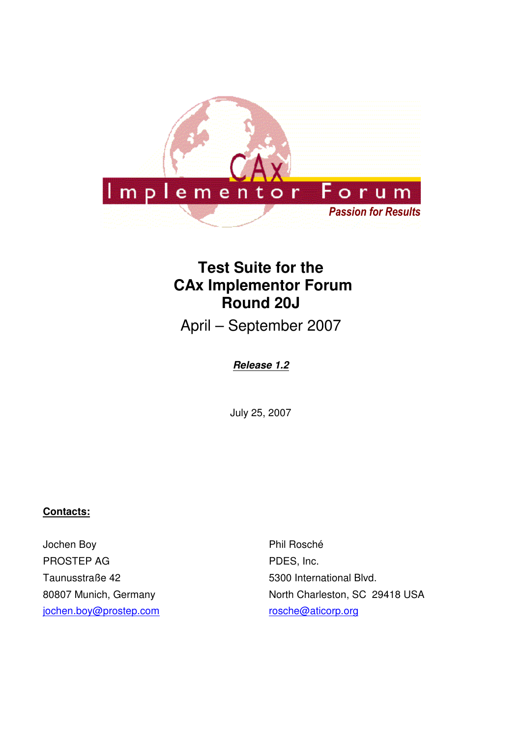# Test Suite for the CAx Implementor Forum Round 20J

April – September 2007

***Release 1.2***

July 25, 2007

**Contacts:**

Jochen Boy
PROSTEP AG
Taunusstraße 42
80807 Munich, Germany
jochen.boy@prostep.com

Phil Rosché
PDES, Inc.
5300 International Blvd.
North Charleston, SC 29418 USA
rosche@aticorp.org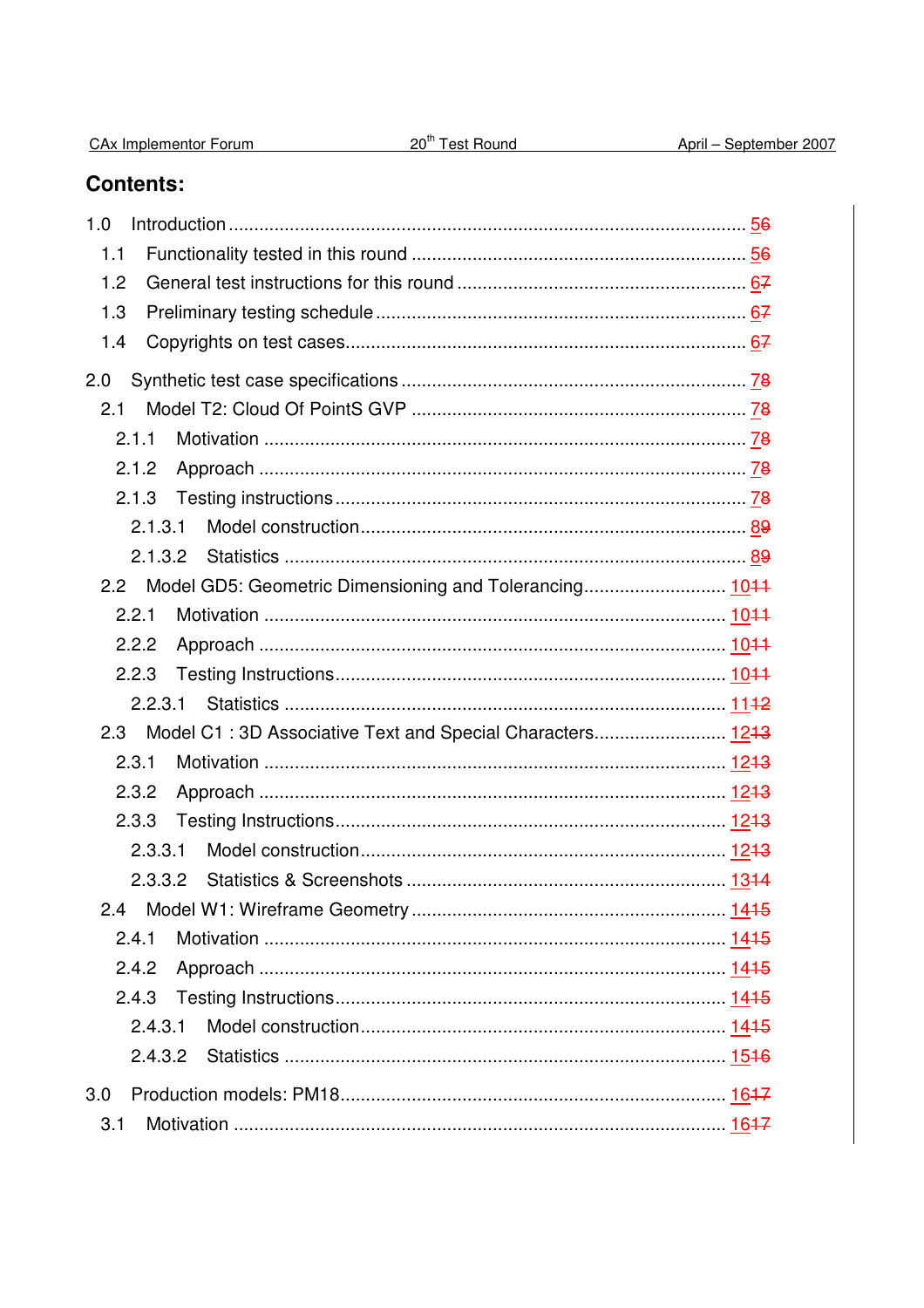## Contents:

1.0 Introduction ........................................................................................ 5~~6~~

  1.1 Functionality tested in this round ................................................. 5~~6~~

  1.2 General test instructions for this round ........................................ 6~~7~~

  1.3 Preliminary testing schedule ........................................................ 6~~7~~

  1.4 Copyrights on test cases................................................................ 6~~7~~

2.0 Synthetic test case specifications ........................................................ 7~~8~~

  2.1 Model T2: Cloud Of PointS GVP .................................................... 7~~8~~

    2.1.1 Motivation ................................................................................ 7~~8~~

    2.1.2 Approach .................................................................................. 7~~8~~

    2.1.3 Testing instructions................................................................... 7~~8~~

      2.1.3.1 Model construction................................................................ 8~~9~~

      2.1.3.2 Statistics ............................................................................... 8~~9~~

  2.2 Model GD5: Geometric Dimensioning and Tolerancing........................... 10~~11~~

    2.2.1 Motivation ................................................................................ 10~~11~~

    2.2.2 Approach .................................................................................. 10~~11~~

    2.2.3 Testing Instructions................................................................... 10~~11~~

      2.2.3.1 Statistics ............................................................................... 11~~12~~

  2.3 Model C1 : 3D Associative Text and Special Characters........................ 12~~13~~

    2.3.1 Motivation ................................................................................ 12~~13~~

    2.3.2 Approach .................................................................................. 12~~13~~

    2.3.3 Testing Instructions................................................................... 12~~13~~

      2.3.3.1 Model construction................................................................ 12~~13~~

      2.3.3.2 Statistics & Screenshots ........................................................ 13~~14~~

  2.4 Model W1: Wireframe Geometry ..................................................... 14~~15~~

    2.4.1 Motivation ................................................................................ 14~~15~~

    2.4.2 Approach .................................................................................. 14~~15~~

    2.4.3 Testing Instructions................................................................... 14~~15~~

      2.4.3.1 Model construction................................................................ 14~~15~~

      2.4.3.2 Statistics ............................................................................... 15~~16~~

3.0 Production models: PM18.................................................................... 16~~17~~

  3.1 Motivation ..................................................................................... 16~~17~~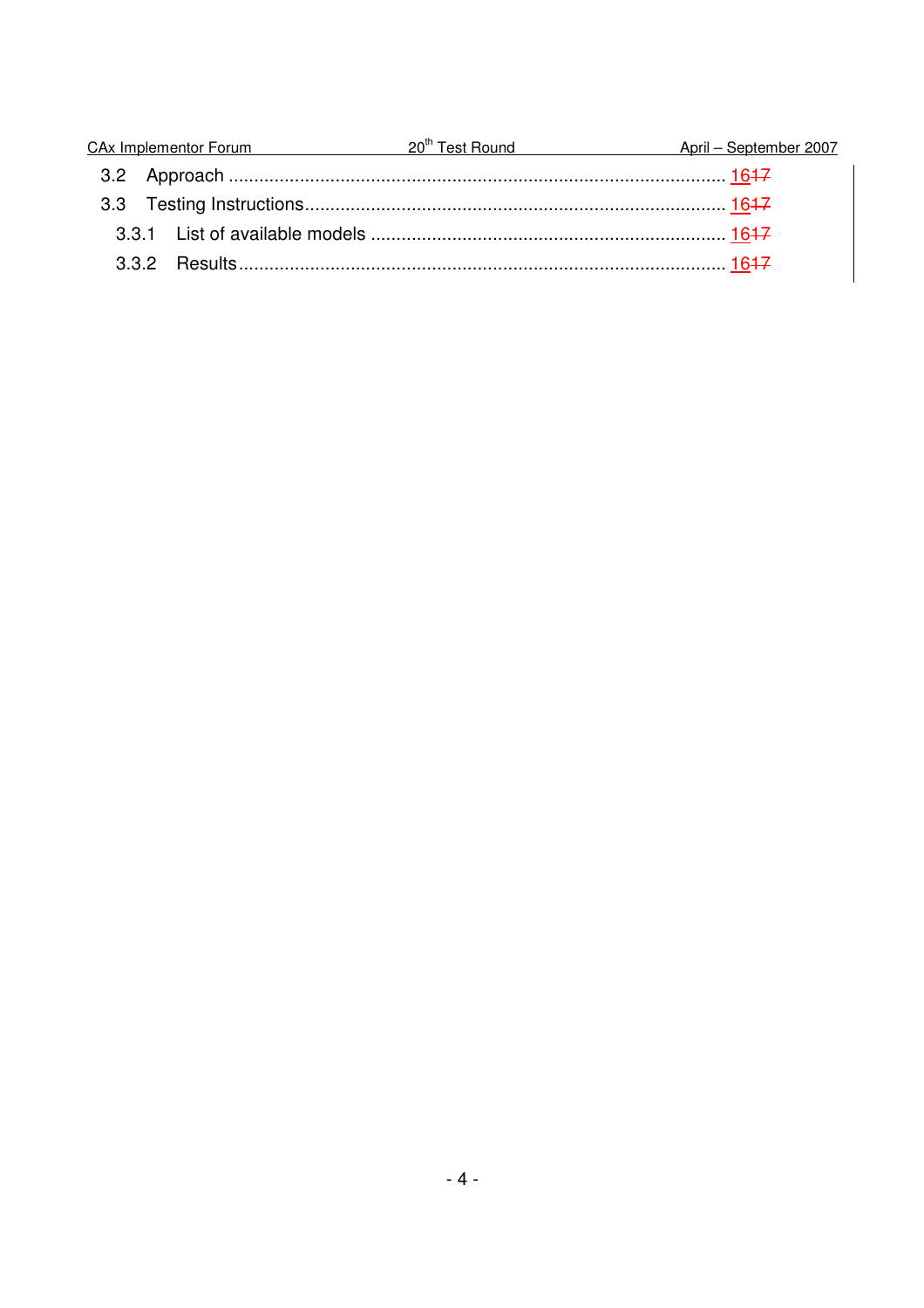3.2 Approach ........................................................................................ 1617

3.3 Testing Instructions........................................................................... 1617

3.3.1 List of available models ........................................................... 1617

3.3.2 Results...................................................................................... 1617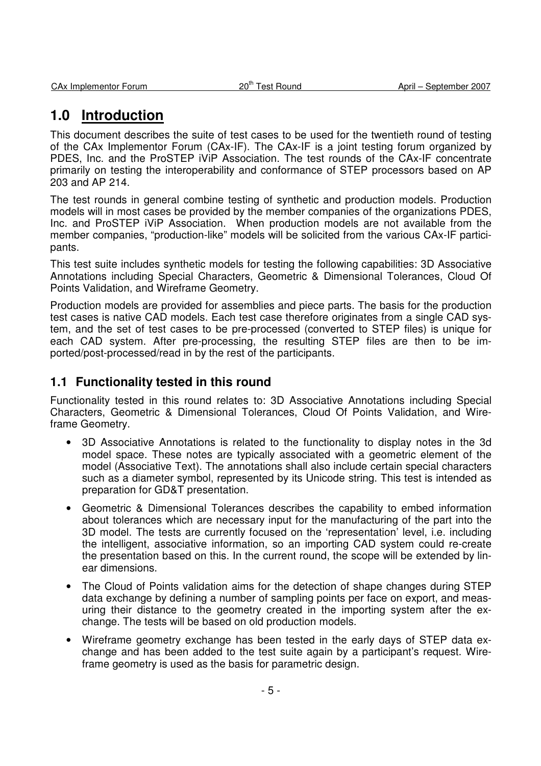# 1.0 Introduction

This document describes the suite of test cases to be used for the twentieth round of testing of the CAx Implementor Forum (CAx-IF). The CAx-IF is a joint testing forum organized by PDES, Inc. and the ProSTEP iViP Association. The test rounds of the CAx-IF concentrate primarily on testing the interoperability and conformance of STEP processors based on AP 203 and AP 214.

The test rounds in general combine testing of synthetic and production models. Production models will in most cases be provided by the member companies of the organizations PDES, Inc. and ProSTEP iViP Association. When production models are not available from the member companies, "production-like" models will be solicited from the various CAx-IF participants.

This test suite includes synthetic models for testing the following capabilities: 3D Associative Annotations including Special Characters, Geometric & Dimensional Tolerances, Cloud Of Points Validation, and Wireframe Geometry.

Production models are provided for assemblies and piece parts. The basis for the production test cases is native CAD models. Each test case therefore originates from a single CAD system, and the set of test cases to be pre-processed (converted to STEP files) is unique for each CAD system. After pre-processing, the resulting STEP files are then to be imported/post-processed/read in by the rest of the participants.

## 1.1 Functionality tested in this round

Functionality tested in this round relates to: 3D Associative Annotations including Special Characters, Geometric & Dimensional Tolerances, Cloud Of Points Validation, and Wireframe Geometry.

- 3D Associative Annotations is related to the functionality to display notes in the 3d model space. These notes are typically associated with a geometric element of the model (Associative Text). The annotations shall also include certain special characters such as a diameter symbol, represented by its Unicode string. This test is intended as preparation for GD&T presentation.
- Geometric & Dimensional Tolerances describes the capability to embed information about tolerances which are necessary input for the manufacturing of the part into the 3D model. The tests are currently focused on the 'representation' level, i.e. including the intelligent, associative information, so an importing CAD system could re-create the presentation based on this. In the current round, the scope will be extended by linear dimensions.
- The Cloud of Points validation aims for the detection of shape changes during STEP data exchange by defining a number of sampling points per face on export, and measuring their distance to the geometry created in the importing system after the exchange. The tests will be based on old production models.
- Wireframe geometry exchange has been tested in the early days of STEP data exchange and has been added to the test suite again by a participant's request. Wireframe geometry is used as the basis for parametric design.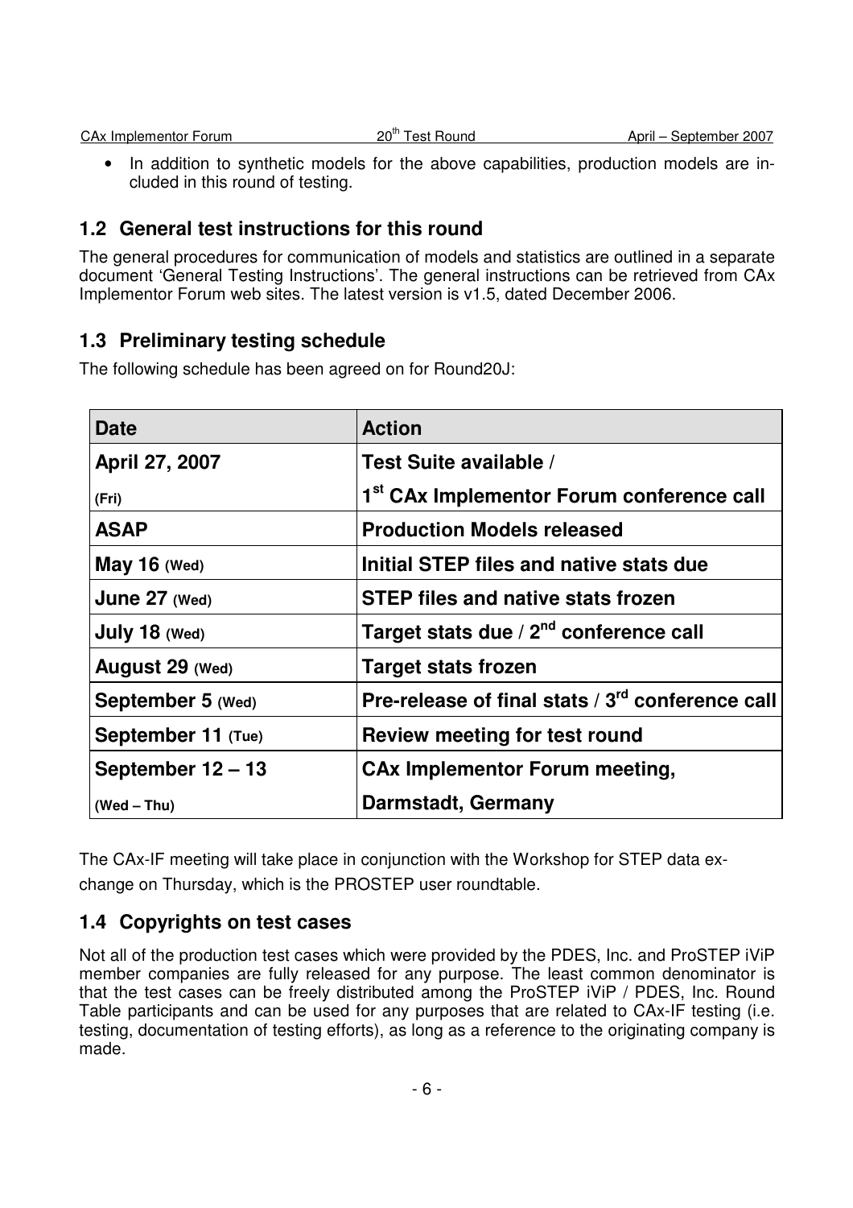- In addition to synthetic models for the above capabilities, production models are included in this round of testing.

## 1.2 General test instructions for this round

The general procedures for communication of models and statistics are outlined in a separate document 'General Testing Instructions'. The general instructions can be retrieved from CAx Implementor Forum web sites. The latest version is v1.5, dated December 2006.

## 1.3 Preliminary testing schedule

The following schedule has been agreed on for Round20J:

| Date | Action |
|---|---|
| **April 27, 2007** **(Fri)** | **Test Suite available /** **1st CAx Implementor Forum conference call** |
| **ASAP** | **Production Models released** |
| **May 16 (Wed)** | **Initial STEP files and native stats due** |
| **June 27 (Wed)** | **STEP files and native stats frozen** |
| **July 18 (Wed)** | **Target stats due / 2nd conference call** |
| **August 29 (Wed)** | **Target stats frozen** |
| **September 5 (Wed)** | **Pre-release of final stats / 3rd conference call** |
| **September 11 (Tue)** | **Review meeting for test round** |
| **September 12 – 13** **(Wed – Thu)** | **CAx Implementor Forum meeting,** **Darmstadt, Germany** |

The CAx-IF meeting will take place in conjunction with the Workshop for STEP data exchange on Thursday, which is the PROSTEP user roundtable.

## 1.4 Copyrights on test cases

Not all of the production test cases which were provided by the PDES, Inc. and ProSTEP iViP member companies are fully released for any purpose. The least common denominator is that the test cases can be freely distributed among the ProSTEP iViP / PDES, Inc. Round Table participants and can be used for any purposes that are related to CAx-IF testing (i.e. testing, documentation of testing efforts), as long as a reference to the originating company is made.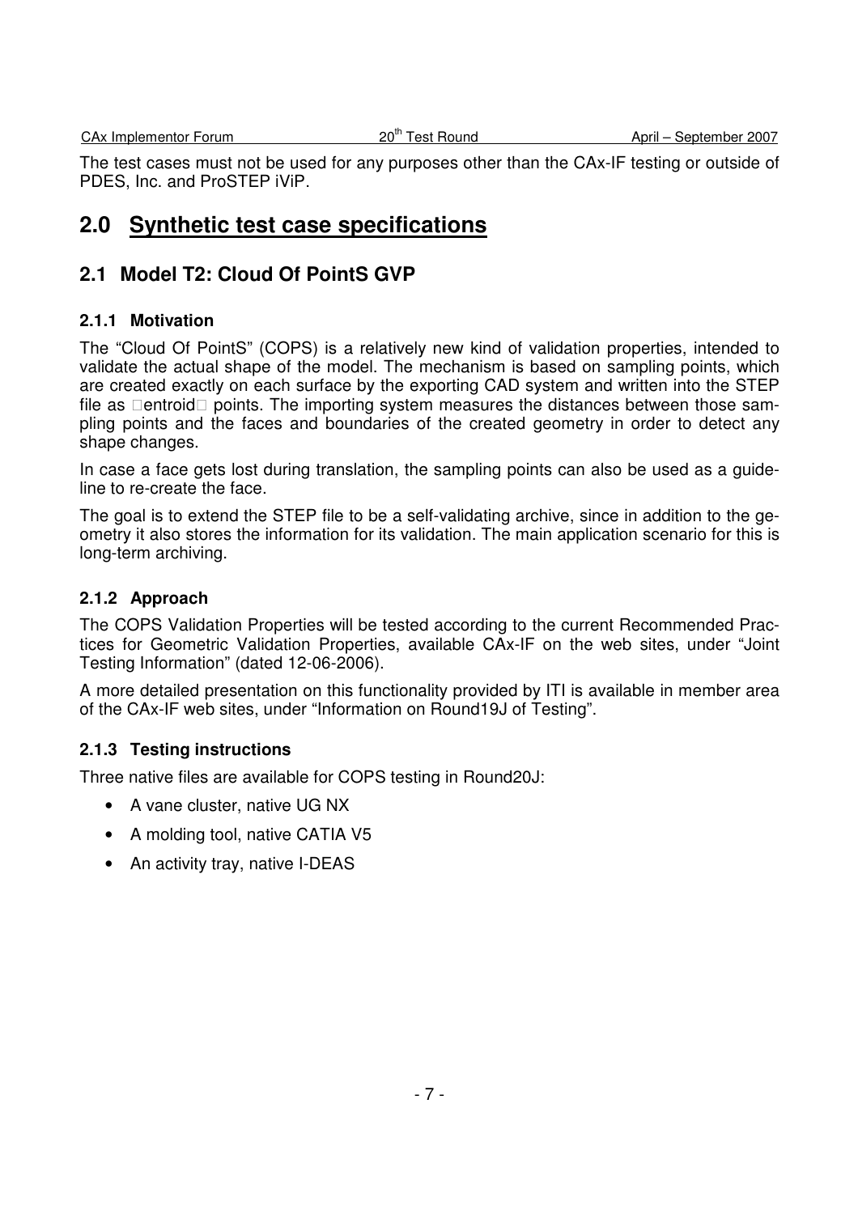The test cases must not be used for any purposes other than the CAx-IF testing or outside of PDES, Inc. and ProSTEP iViP.

# 2.0 Synthetic test case specifications

## 2.1 Model T2: Cloud Of PointS GVP

### 2.1.1 Motivation

The “Cloud Of PointS” (COPS) is a relatively new kind of validation properties, intended to validate the actual shape of the model. The mechanism is based on sampling points, which are created exactly on each surface by the exporting CAD system and written into the STEP file as centroid points. The importing system measures the distances between those sampling points and the faces and boundaries of the created geometry in order to detect any shape changes.

In case a face gets lost during translation, the sampling points can also be used as a guideline to re-create the face.

The goal is to extend the STEP file to be a self-validating archive, since in addition to the geometry it also stores the information for its validation. The main application scenario for this is long-term archiving.

### 2.1.2 Approach

The COPS Validation Properties will be tested according to the current Recommended Practices for Geometric Validation Properties, available CAx-IF on the web sites, under “Joint Testing Information” (dated 12-06-2006).

A more detailed presentation on this functionality provided by ITI is available in member area of the CAx-IF web sites, under “Information on Round19J of Testing”.

### 2.1.3 Testing instructions

Three native files are available for COPS testing in Round20J:

- A vane cluster, native UG NX
- A molding tool, native CATIA V5
- An activity tray, native I-DEAS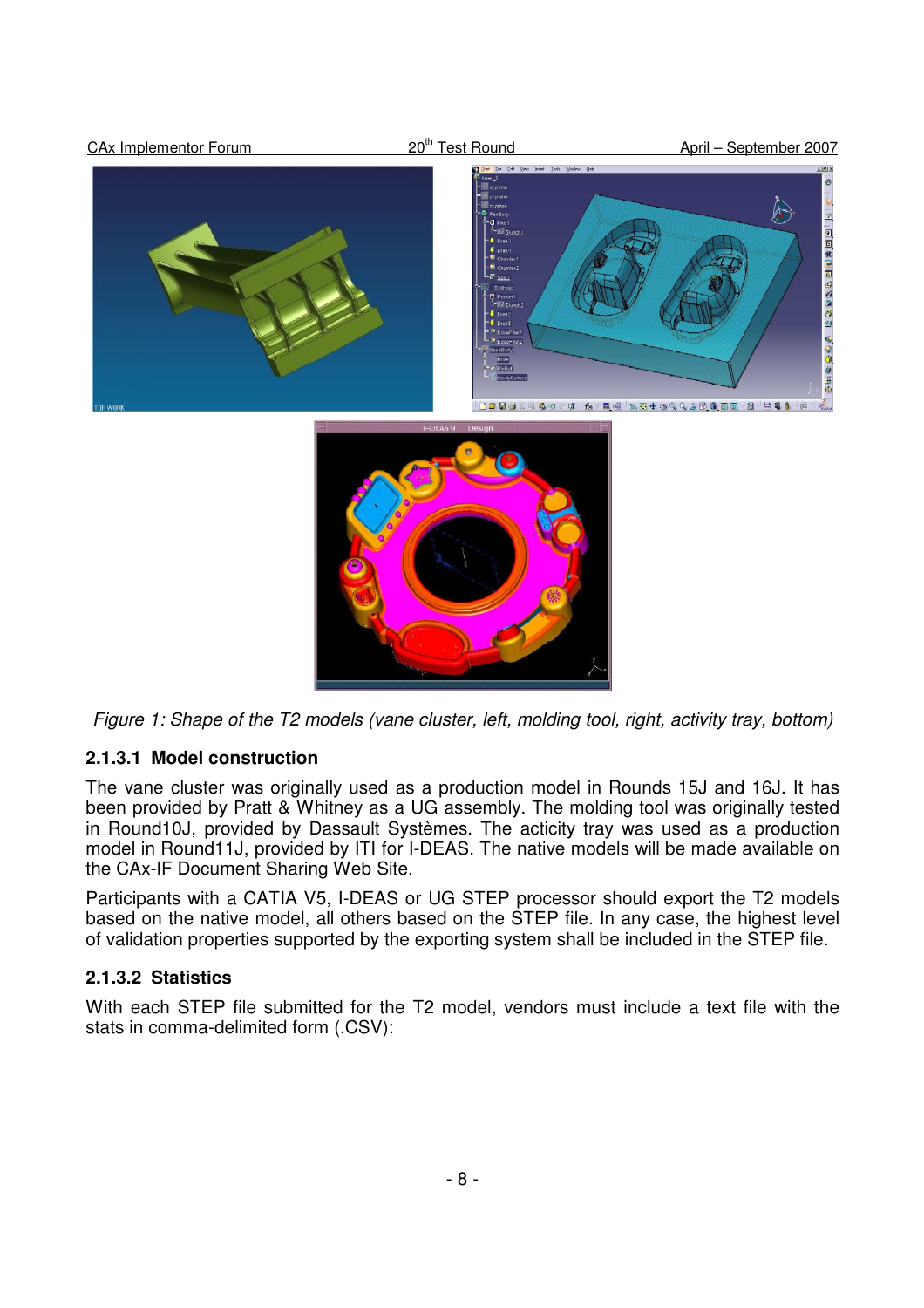Figure 1: Shape of the T2 models (vane cluster, left, molding tool, right, activity tray, bottom)

#### 2.1.3.1 Model construction

The vane cluster was originally used as a production model in Rounds 15J and 16J. It has been provided by Pratt & Whitney as a UG assembly. The molding tool was originally tested in Round10J, provided by Dassault Systèmes. The acticity tray was used as a production model in Round11J, provided by ITI for I-DEAS. The native models will be made available on the CAx-IF Document Sharing Web Site.

Participants with a CATIA V5, I-DEAS or UG STEP processor should export the T2 models based on the native model, all others based on the STEP file. In any case, the highest level of validation properties supported by the exporting system shall be included in the STEP file.

#### 2.1.3.2 Statistics

With each STEP file submitted for the T2 model, vendors must include a text file with the stats in comma-delimited form (.CSV):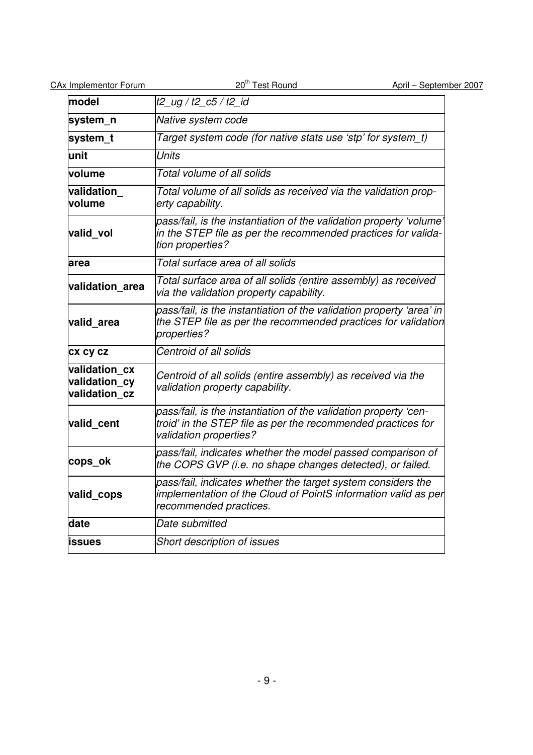| | |
|---|---|
| **model** | *t2_ug / t2_c5 / t2_id* |
| **system_n** | *Native system code* |
| **system_t** | *Target system code (for native stats use 'stp' for system_t)* |
| **unit** | *Units* |
| **volume** | *Total volume of all solids* |
| **validation_ volume** | *Total volume of all solids as received via the validation property capability.* |
| **valid_vol** | *pass/fail, is the instantiation of the validation property 'volume' in the STEP file as per the recommended practices for validation properties?* |
| **area** | *Total surface area of all solids* |
| **validation_area** | *Total surface area of all solids (entire assembly) as received via the validation property capability.* |
| **valid_area** | *pass/fail, is the instantiation of the validation property 'area' in the STEP file as per the recommended practices for validation properties?* |
| **cx cy cz** | *Centroid of all solids* |
| **validation_cx validation_cy validation_cz** | *Centroid of all solids (entire assembly) as received via the validation property capability.* |
| **valid_cent** | *pass/fail, is the instantiation of the validation property 'centroid' in the STEP file as per the recommended practices for validation properties?* |
| **cops_ok** | *pass/fail, indicates whether the model passed comparison of the COPS GVP (i.e. no shape changes detected), or failed.* |
| **valid_cops** | *pass/fail, indicates whether the target system considers the implementation of the Cloud of PointS information valid as per recommended practices.* |
| **date** | *Date submitted* |
| **issues** | *Short description of issues* |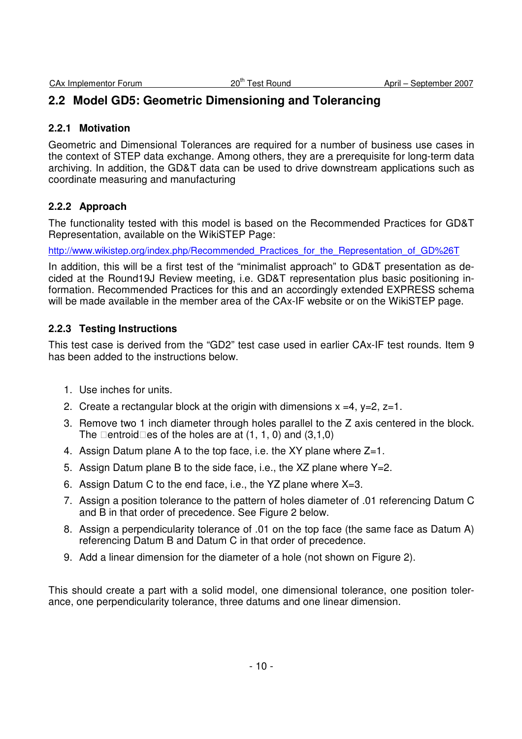## 2.2 Model GD5: Geometric Dimensioning and Tolerancing

### 2.2.1 Motivation

Geometric and Dimensional Tolerances are required for a number of business use cases in the context of STEP data exchange. Among others, they are a prerequisite for long-term data archiving. In addition, the GD&T data can be used to drive downstream applications such as coordinate measuring and manufacturing

### 2.2.2 Approach

The functionality tested with this model is based on the Recommended Practices for GD&T Representation, available on the WikiSTEP Page:

http://www.wikistep.org/index.php/Recommended_Practices_for_the_Representation_of_GD%26T

In addition, this will be a first test of the "minimalist approach" to GD&T presentation as decided at the Round19J Review meeting, i.e. GD&T representation plus basic positioning information. Recommended Practices for this and an accordingly extended EXPRESS schema will be made available in the member area of the CAx-IF website or on the WikiSTEP page.

### 2.2.3 Testing Instructions

This test case is derived from the "GD2" test case used in earlier CAx-IF test rounds. Item 9 has been added to the instructions below.

1. Use inches for units.
2. Create a rectangular block at the origin with dimensions x =4, y=2, z=1.
3. Remove two 1 inch diameter through holes parallel to the Z axis centered in the block. The □entroid□es of the holes are at (1, 1, 0) and (3,1,0)
4. Assign Datum plane A to the top face, i.e. the XY plane where Z=1.
5. Assign Datum plane B to the side face, i.e., the XZ plane where Y=2.
6. Assign Datum C to the end face, i.e., the YZ plane where X=3.
7. Assign a position tolerance to the pattern of holes diameter of .01 referencing Datum C and B in that order of precedence. See Figure 2 below.
8. Assign a perpendicularity tolerance of .01 on the top face (the same face as Datum A) referencing Datum B and Datum C in that order of precedence.
9. Add a linear dimension for the diameter of a hole (not shown on Figure 2).

This should create a part with a solid model, one dimensional tolerance, one position tolerance, one perpendicularity tolerance, three datums and one linear dimension.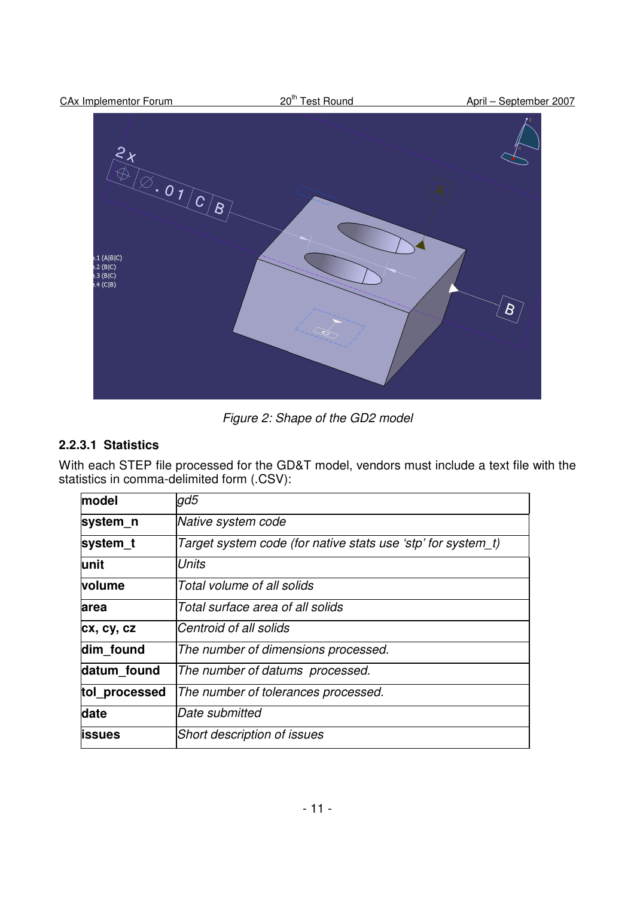Figure 2: Shape of the GD2 model

### 2.2.3.1 Statistics

With each STEP file processed for the GD&T model, vendors must include a text file with the statistics in comma-delimited form (.CSV):

| | |
|---|---|
| **model** | *gd5* |
| **system_n** | *Native system code* |
| **system_t** | *Target system code (for native stats use 'stp' for system_t)* |
| **unit** | *Units* |
| **volume** | *Total volume of all solids* |
| **area** | *Total surface area of all solids* |
| **cx, cy, cz** | *Centroid of all solids* |
| **dim_found** | *The number of dimensions processed.* |
| **datum_found** | *The number of datums processed.* |
| **tol_processed** | *The number of tolerances processed.* |
| **date** | *Date submitted* |
| **issues** | *Short description of issues* |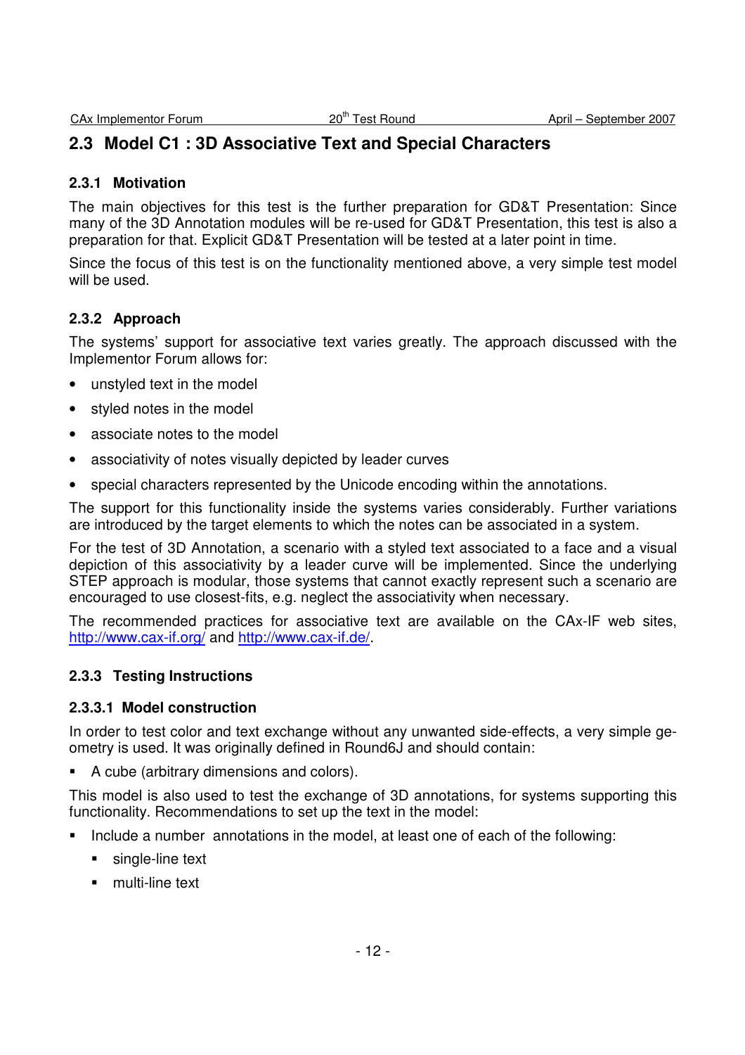## 2.3 Model C1 : 3D Associative Text and Special Characters

### 2.3.1 Motivation

The main objectives for this test is the further preparation for GD&T Presentation: Since many of the 3D Annotation modules will be re-used for GD&T Presentation, this test is also a preparation for that. Explicit GD&T Presentation will be tested at a later point in time.

Since the focus of this test is on the functionality mentioned above, a very simple test model will be used.

### 2.3.2 Approach

The systems' support for associative text varies greatly. The approach discussed with the Implementor Forum allows for:

- unstyled text in the model
- styled notes in the model
- associate notes to the model
- associativity of notes visually depicted by leader curves
- special characters represented by the Unicode encoding within the annotations.

The support for this functionality inside the systems varies considerably. Further variations are introduced by the target elements to which the notes can be associated in a system.

For the test of 3D Annotation, a scenario with a styled text associated to a face and a visual depiction of this associativity by a leader curve will be implemented. Since the underlying STEP approach is modular, those systems that cannot exactly represent such a scenario are encouraged to use closest-fits, e.g. neglect the associativity when necessary.

The recommended practices for associative text are available on the CAx-IF web sites, http://www.cax-if.org/ and http://www.cax-if.de/.

### 2.3.3 Testing Instructions

#### 2.3.3.1 Model construction

In order to test color and text exchange without any unwanted side-effects, a very simple geometry is used. It was originally defined in Round6J and should contain:

- A cube (arbitrary dimensions and colors).

This model is also used to test the exchange of 3D annotations, for systems supporting this functionality. Recommendations to set up the text in the model:

- Include a number annotations in the model, at least one of each of the following:
  - single-line text
  - multi-line text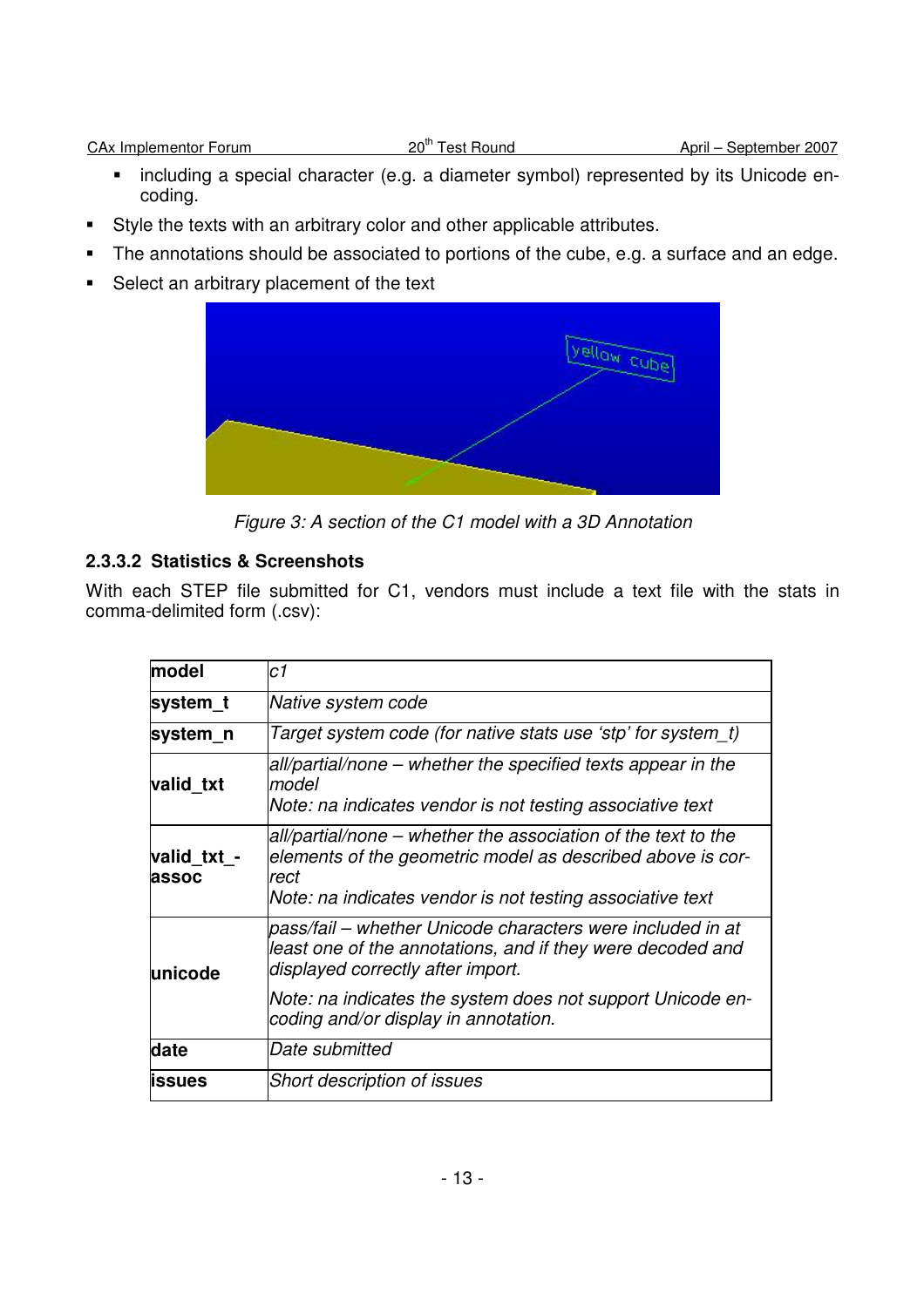- including a special character (e.g. a diameter symbol) represented by its Unicode encoding.
- Style the texts with an arbitrary color and other applicable attributes.
- The annotations should be associated to portions of the cube, e.g. a surface and an edge.
- Select an arbitrary placement of the text

*Figure 3: A section of the C1 model with a 3D Annotation*

#### 2.3.3.2 Statistics & Screenshots

With each STEP file submitted for C1, vendors must include a text file with the stats in comma-delimited form (.csv):

| | |
|---|---|
| **model** | *c1* |
| **system_t** | *Native system code* |
| **system_n** | *Target system code (for native stats use 'stp' for system_t)* |
| **valid_txt** | *all/partial/none – whether the specified texts appear in the model*<br>*Note: na indicates vendor is not testing associative text* |
| **valid_txt_assoc** | *all/partial/none – whether the association of the text to the elements of the geometric model as described above is correct*<br>*Note: na indicates vendor is not testing associative text* |
| **unicode** | *pass/fail – whether Unicode characters were included in at least one of the annotations, and if they were decoded and displayed correctly after import.*<br>*Note: na indicates the system does not support Unicode encoding and/or display in annotation.* |
| **date** | *Date submitted* |
| **issues** | *Short description of issues* |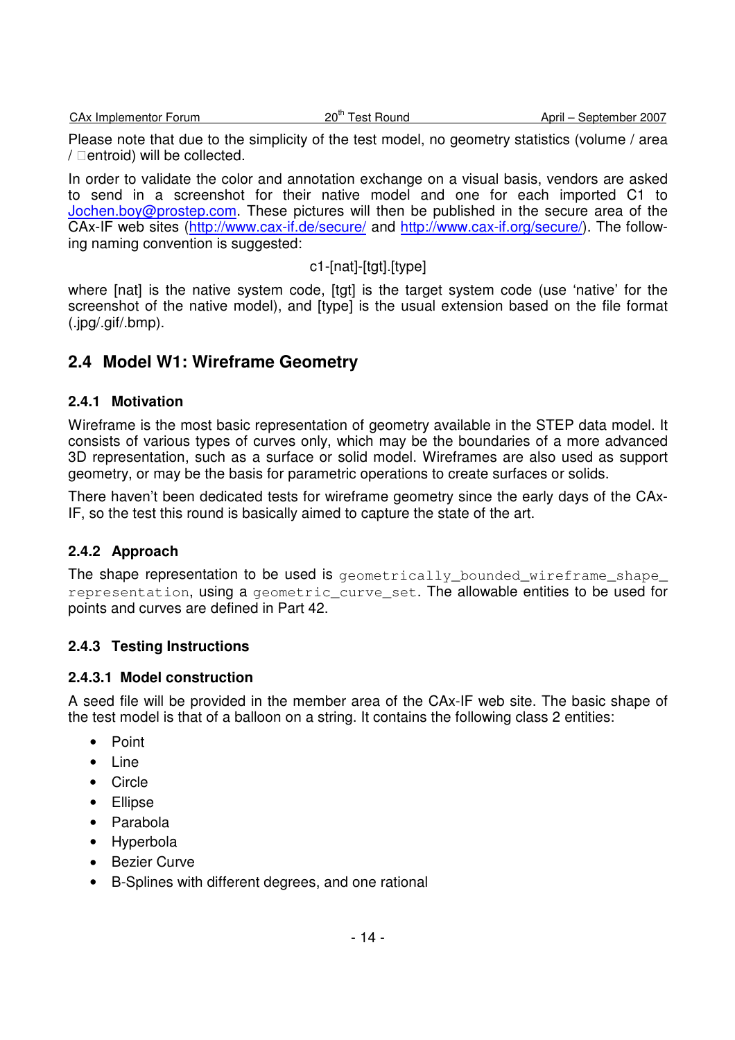Please note that due to the simplicity of the test model, no geometry statistics (volume / area / centroid) will be collected.

In order to validate the color and annotation exchange on a visual basis, vendors are asked to send in a screenshot for their native model and one for each imported C1 to Jochen.boy@prostep.com. These pictures will then be published in the secure area of the CAx-IF web sites (http://www.cax-if.de/secure/ and http://www.cax-if.org/secure/). The following naming convention is suggested:

c1-[nat]-[tgt].[type]

where [nat] is the native system code, [tgt] is the target system code (use 'native' for the screenshot of the native model), and [type] is the usual extension based on the file format (.jpg/.gif/.bmp).

## 2.4 Model W1: Wireframe Geometry

### 2.4.1 Motivation

Wireframe is the most basic representation of geometry available in the STEP data model. It consists of various types of curves only, which may be the boundaries of a more advanced 3D representation, such as a surface or solid model. Wireframes are also used as support geometry, or may be the basis for parametric operations to create surfaces or solids.

There haven't been dedicated tests for wireframe geometry since the early days of the CAx-IF, so the test this round is basically aimed to capture the state of the art.

### 2.4.2 Approach

The shape representation to be used is `geometrically_bounded_wireframe_shape_representation`, using a `geometric_curve_set`. The allowable entities to be used for points and curves are defined in Part 42.

### 2.4.3 Testing Instructions

#### 2.4.3.1 Model construction

A seed file will be provided in the member area of the CAx-IF web site. The basic shape of the test model is that of a balloon on a string. It contains the following class 2 entities:

- Point
- Line
- Circle
- Ellipse
- Parabola
- Hyperbola
- Bezier Curve
- B-Splines with different degrees, and one rational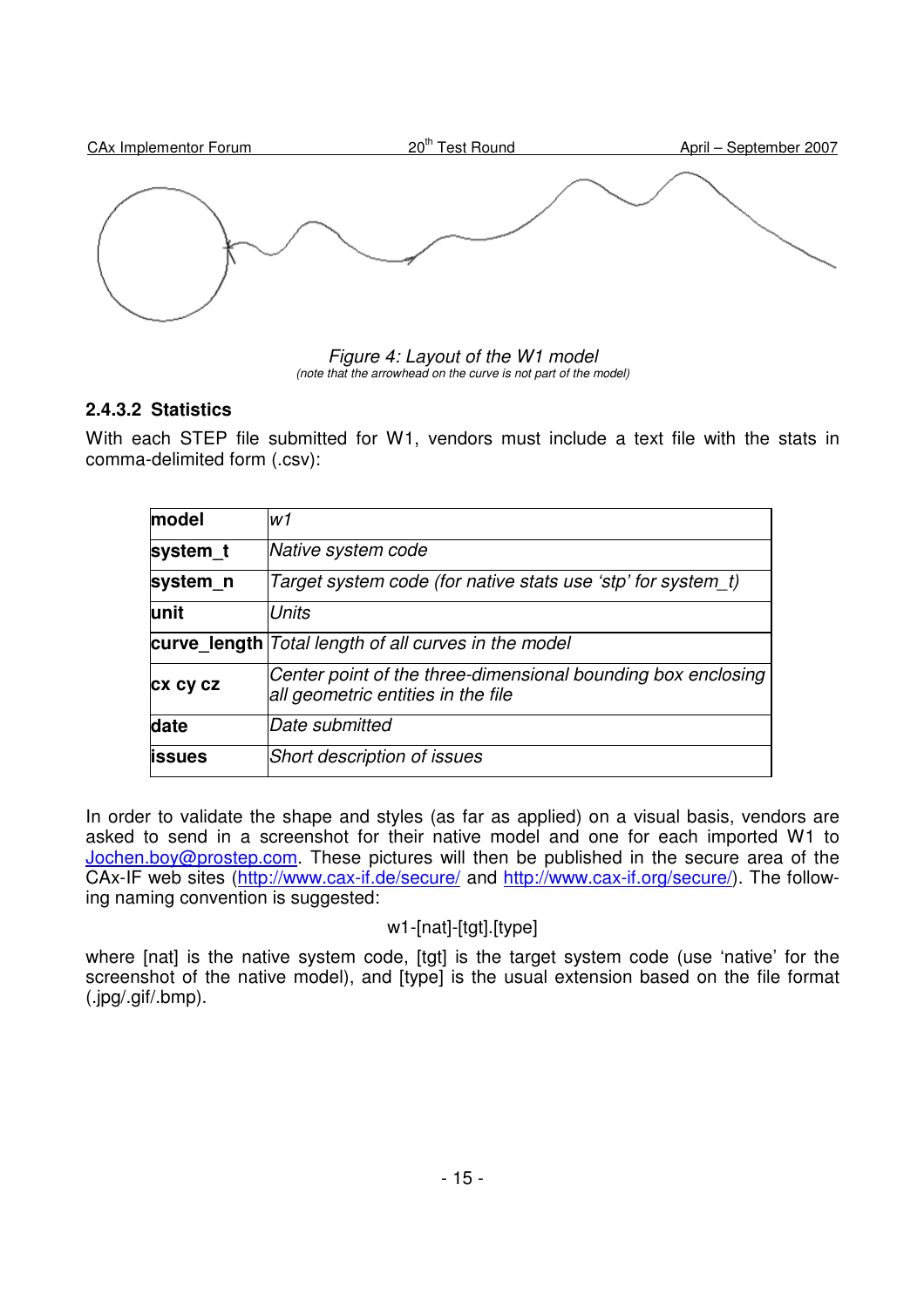Figure 4: Layout of the W1 model

(note that the arrowhead on the curve is not part of the model)

### 2.4.3.2 Statistics

With each STEP file submitted for W1, vendors must include a text file with the stats in comma-delimited form (.csv):

| | |
|---|---|
| **model** | *w1* |
| **system_t** | *Native system code* |
| **system_n** | *Target system code (for native stats use 'stp' for system_t)* |
| **unit** | *Units* |
| **curve_length** | *Total length of all curves in the model* |
| **cx cy cz** | *Center point of the three-dimensional bounding box enclosing all geometric entities in the file* |
| **date** | *Date submitted* |
| **issues** | *Short description of issues* |

In order to validate the shape and styles (as far as applied) on a visual basis, vendors are asked to send in a screenshot for their native model and one for each imported W1 to Jochen.boy@prostep.com. These pictures will then be published in the secure area of the CAx-IF web sites (http://www.cax-if.de/secure/ and http://www.cax-if.org/secure/). The following naming convention is suggested:

w1-[nat]-[tgt].[type]

where [nat] is the native system code, [tgt] is the target system code (use 'native' for the screenshot of the native model), and [type] is the usual extension based on the file format (.jpg/.gif/.bmp).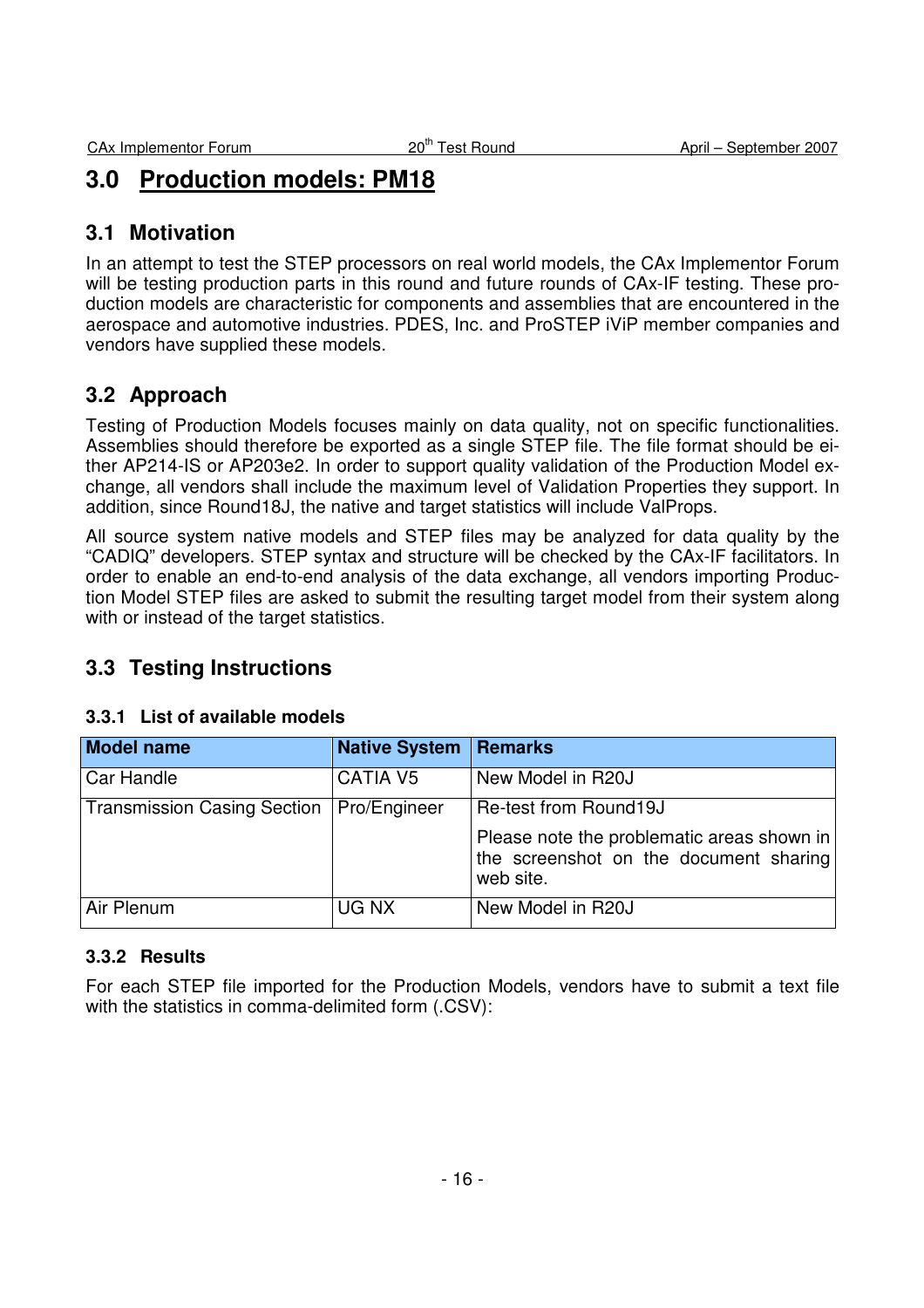# 3.0 Production models: PM18

## 3.1 Motivation

In an attempt to test the STEP processors on real world models, the CAx Implementor Forum will be testing production parts in this round and future rounds of CAx-IF testing. These production models are characteristic for components and assemblies that are encountered in the aerospace and automotive industries. PDES, Inc. and ProSTEP iViP member companies and vendors have supplied these models.

## 3.2 Approach

Testing of Production Models focuses mainly on data quality, not on specific functionalities. Assemblies should therefore be exported as a single STEP file. The file format should be either AP214-IS or AP203e2. In order to support quality validation of the Production Model exchange, all vendors shall include the maximum level of Validation Properties they support. In addition, since Round18J, the native and target statistics will include ValProps.

All source system native models and STEP files may be analyzed for data quality by the "CADIQ" developers. STEP syntax and structure will be checked by the CAx-IF facilitators. In order to enable an end-to-end analysis of the data exchange, all vendors importing Production Model STEP files are asked to submit the resulting target model from their system along with or instead of the target statistics.

## 3.3 Testing Instructions

### 3.3.1 List of available models

| Model name | Native System | Remarks |
|---|---|---|
| Car Handle | CATIA V5 | New Model in R20J |
| Transmission Casing Section | Pro/Engineer | Re-test from Round19J<br><br>Please note the problematic areas shown in the screenshot on the document sharing web site. |
| Air Plenum | UG NX | New Model in R20J |

### 3.3.2 Results

For each STEP file imported for the Production Models, vendors have to submit a text file with the statistics in comma-delimited form (.CSV):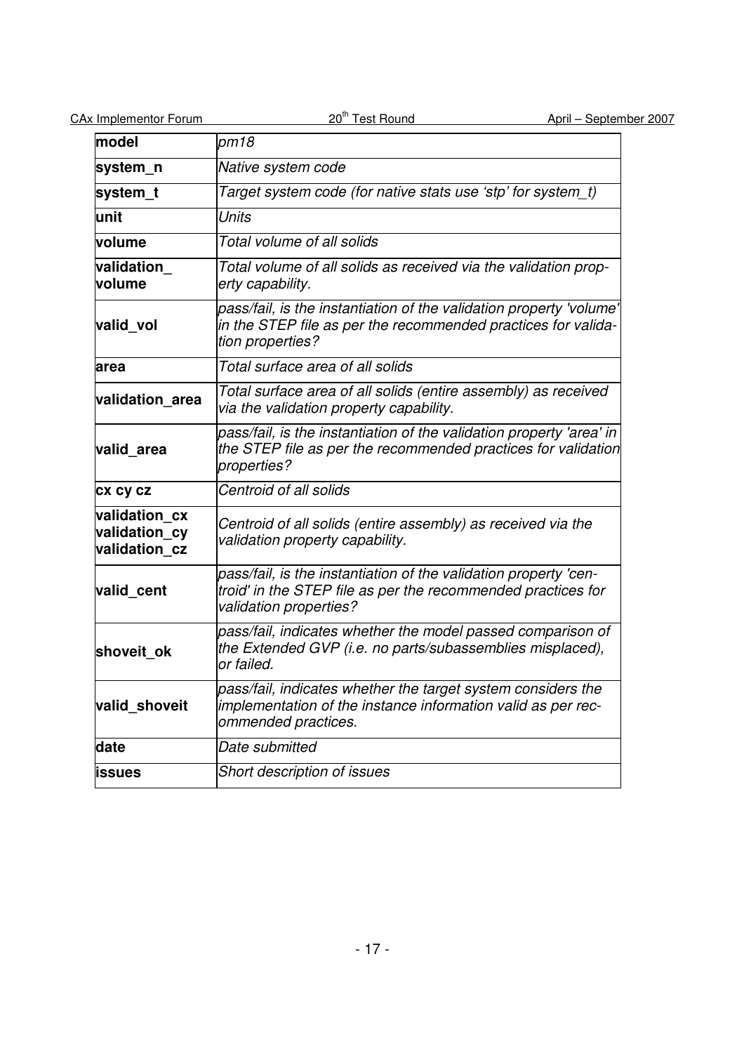| | |
|---|---|
| **model** | *pm18* |
| **system_n** | *Native system code* |
| **system_t** | *Target system code (for native stats use 'stp' for system_t)* |
| **unit** | *Units* |
| **volume** | *Total volume of all solids* |
| **validation_ volume** | *Total volume of all solids as received via the validation property capability.* |
| **valid_vol** | *pass/fail, is the instantiation of the validation property 'volume' in the STEP file as per the recommended practices for validation properties?* |
| **area** | *Total surface area of all solids* |
| **validation_area** | *Total surface area of all solids (entire assembly) as received via the validation property capability.* |
| **valid_area** | *pass/fail, is the instantiation of the validation property 'area' in the STEP file as per the recommended practices for validation properties?* |
| **cx cy cz** | *Centroid of all solids* |
| **validation_cx validation_cy validation_cz** | *Centroid of all solids (entire assembly) as received via the validation property capability.* |
| **valid_cent** | *pass/fail, is the instantiation of the validation property 'centroid' in the STEP file as per the recommended practices for validation properties?* |
| **shoveit_ok** | *pass/fail, indicates whether the model passed comparison of the Extended GVP (i.e. no parts/subassemblies misplaced), or failed.* |
| **valid_shoveit** | *pass/fail, indicates whether the target system considers the implementation of the instance information valid as per recommended practices.* |
| **date** | *Date submitted* |
| **issues** | *Short description of issues* |